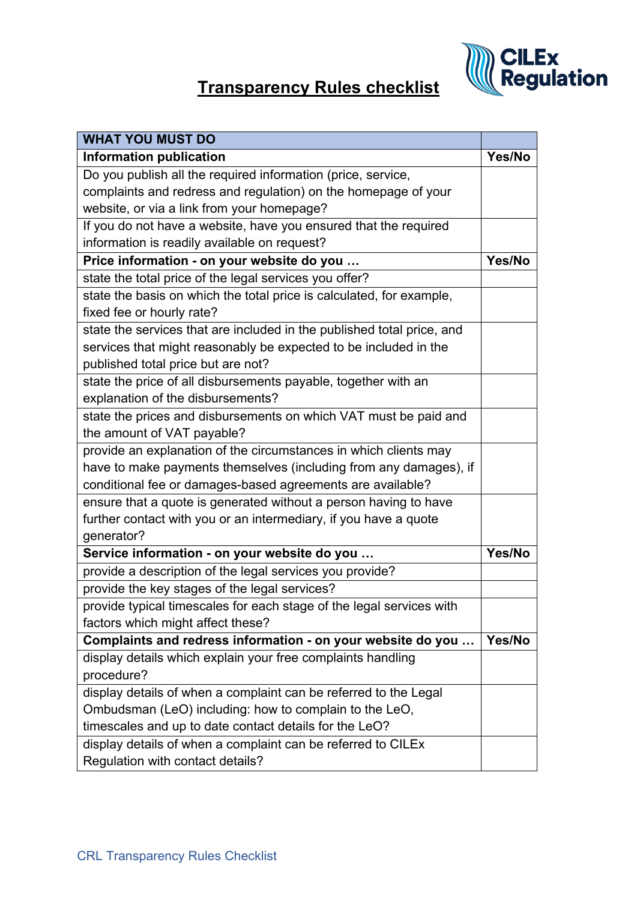# Transparency Rules checklist

| WHAT YOU MUST DO | |
|---|---|
| **Information publication** | **Yes/No** |
| Do you publish all the required information (price, service, complaints and redress and regulation) on the homepage of your website, or via a link from your homepage? | |
| If you do not have a website, have you ensured that the required information is readily available on request? | |
| **Price information - on your website do you …** | **Yes/No** |
| state the total price of the legal services you offer? | |
| state the basis on which the total price is calculated, for example, fixed fee or hourly rate? | |
| state the services that are included in the published total price, and services that might reasonably be expected to be included in the published total price but are not? | |
| state the price of all disbursements payable, together with an explanation of the disbursements? | |
| state the prices and disbursements on which VAT must be paid and the amount of VAT payable? | |
| provide an explanation of the circumstances in which clients may have to make payments themselves (including from any damages), if conditional fee or damages-based agreements are available? | |
| ensure that a quote is generated without a person having to have further contact with you or an intermediary, if you have a quote generator? | |
| **Service information - on your website do you …** | **Yes/No** |
| provide a description of the legal services you provide? | |
| provide the key stages of the legal services? | |
| provide typical timescales for each stage of the legal services with factors which might affect these? | |
| **Complaints and redress information - on your website do you …** | **Yes/No** |
| display details which explain your free complaints handling procedure? | |
| display details of when a complaint can be referred to the Legal Ombudsman (LeO) including: how to complain to the LeO, timescales and up to date contact details for the LeO? | |
| display details of when a complaint can be referred to CILEx Regulation with contact details? | |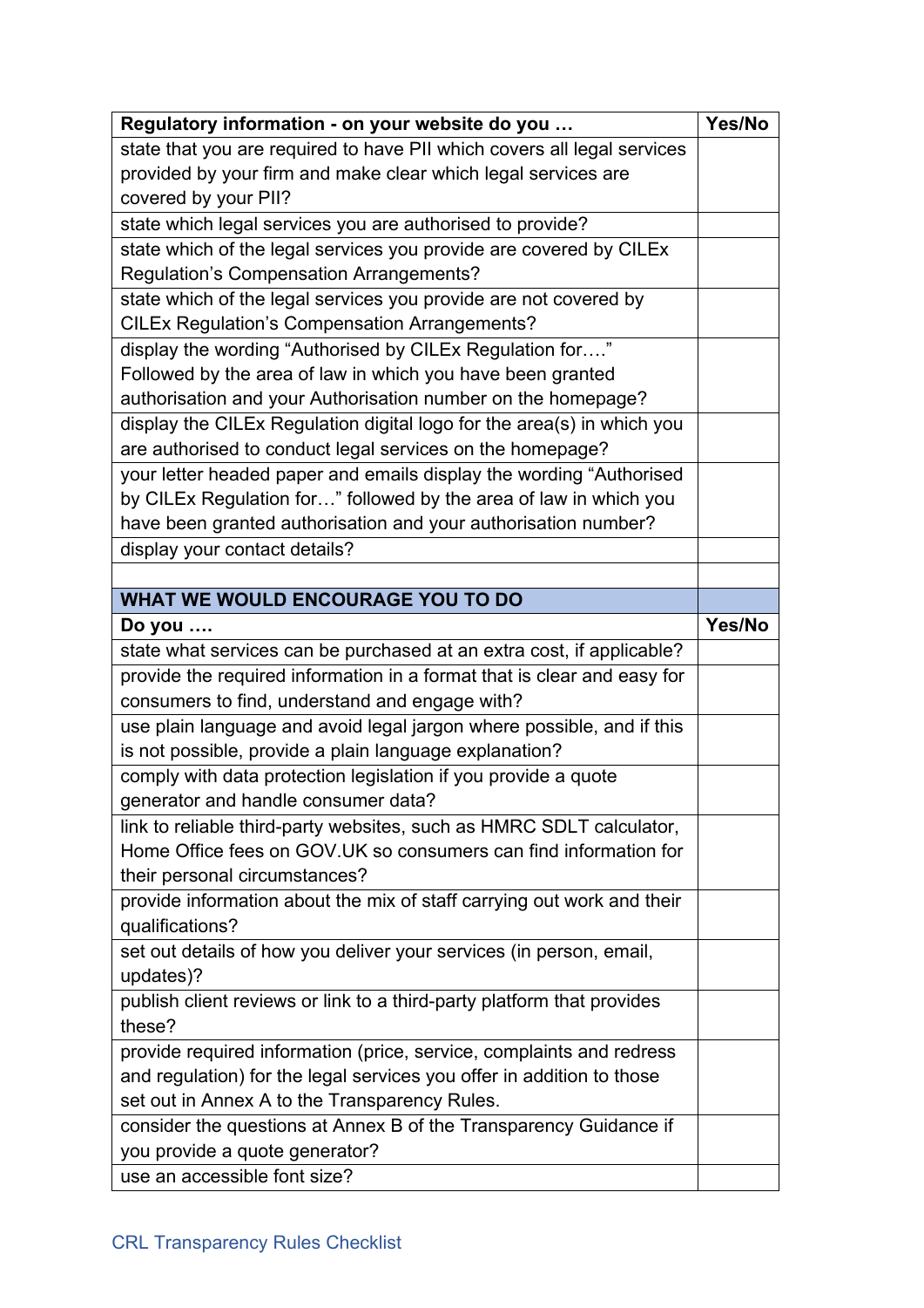| Regulatory information - on your website do you … | Yes/No |
|---|---|
| state that you are required to have PII which covers all legal services provided by your firm and make clear which legal services are covered by your PII? | |
| state which legal services you are authorised to provide? | |
| state which of the legal services you provide are covered by CILEx Regulation's Compensation Arrangements? | |
| state which of the legal services you provide are not covered by CILEx Regulation's Compensation Arrangements? | |
| display the wording "Authorised by CILEx Regulation for…." Followed by the area of law in which you have been granted authorisation and your Authorisation number on the homepage? | |
| display the CILEx Regulation digital logo for the area(s) in which you are authorised to conduct legal services on the homepage? | |
| your letter headed paper and emails display the wording "Authorised by CILEx Regulation for…" followed by the area of law in which you have been granted authorisation and your authorisation number? | |
| display your contact details? | |
| | |
| **WHAT WE WOULD ENCOURAGE YOU TO DO** | |
| **Do you ….** | **Yes/No** |
| state what services can be purchased at an extra cost, if applicable? | |
| provide the required information in a format that is clear and easy for consumers to find, understand and engage with? | |
| use plain language and avoid legal jargon where possible, and if this is not possible, provide a plain language explanation? | |
| comply with data protection legislation if you provide a quote generator and handle consumer data? | |
| link to reliable third-party websites, such as HMRC SDLT calculator, Home Office fees on GOV.UK so consumers can find information for their personal circumstances? | |
| provide information about the mix of staff carrying out work and their qualifications? | |
| set out details of how you deliver your services (in person, email, updates)? | |
| publish client reviews or link to a third-party platform that provides these? | |
| provide required information (price, service, complaints and redress and regulation) for the legal services you offer in addition to those set out in Annex A to the Transparency Rules. | |
| consider the questions at Annex B of the Transparency Guidance if you provide a quote generator? | |
| use an accessible font size? | |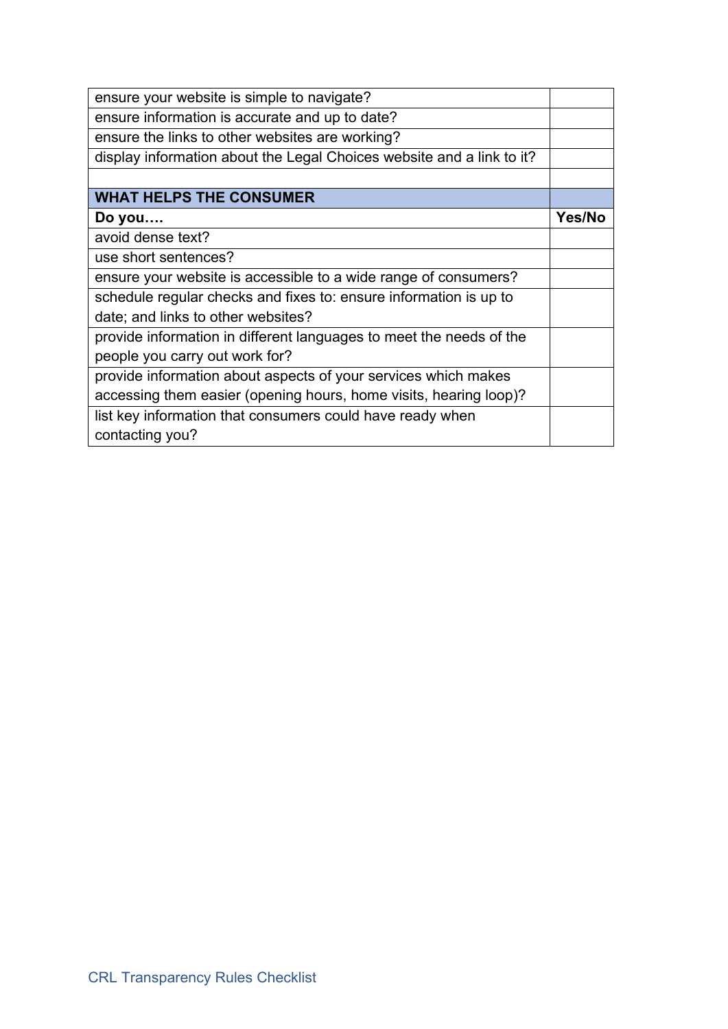| | |
|---|---|
| ensure your website is simple to navigate? | |
| ensure information is accurate and up to date? | |
| ensure the links to other websites are working? | |
| display information about the Legal Choices website and a link to it? | |
| | |
| **WHAT HELPS THE CONSUMER** | |
| **Do you….** | **Yes/No** |
| avoid dense text? | |
| use short sentences? | |
| ensure your website is accessible to a wide range of consumers? | |
| schedule regular checks and fixes to: ensure information is up to date; and links to other websites? | |
| provide information in different languages to meet the needs of the people you carry out work for? | |
| provide information about aspects of your services which makes accessing them easier (opening hours, home visits, hearing loop)? | |
| list key information that consumers could have ready when contacting you? | |